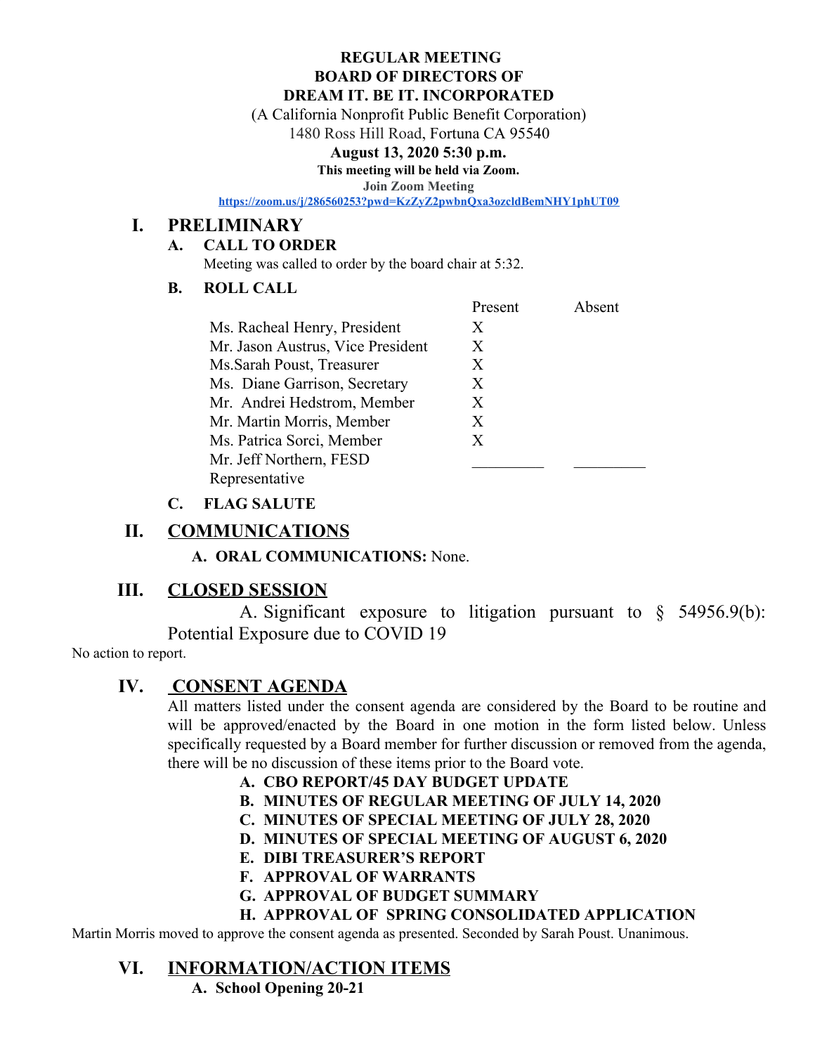**REGULAR MEETING**
**BOARD OF DIRECTORS OF**
**DREAM IT. BE IT. INCORPORATED**

(A California Nonprofit Public Benefit Corporation)
1480 Ross Hill Road, Fortuna CA 95540

**August 13, 2020 5:30 p.m.**

**This meeting will be held via Zoom.**

**Join Zoom Meeting**

https://zoom.us/j/286560253?pwd=KzZyZ2pwbnQxa3ozcldBemNHY1phUT09

# I. PRELIMINARY

## A. CALL TO ORDER

Meeting was called to order by the board chair at 5:32.

## B. ROLL CALL

| | Present | Absent |
|---|---|---|
| Ms. Racheal Henry, President | X | |
| Mr. Jason Austrus, Vice President | X | |
| Ms.Sarah Poust, Treasurer | X | |
| Ms. Diane Garrison, Secretary | X | |
| Mr. Andrei Hedstrom, Member | X | |
| Mr. Martin Morris, Member | X | |
| Ms. Patrica Sorci, Member | X | |
| Mr. Jeff Northern, FESD Representative | _________ | _________ |

## C. FLAG SALUTE

# II. COMMUNICATIONS

**A. ORAL COMMUNICATIONS:** None.

# III. CLOSED SESSION

A. Significant exposure to litigation pursuant to § 54956.9(b): Potential Exposure due to COVID 19

No action to report.

# IV. CONSENT AGENDA

All matters listed under the consent agenda are considered by the Board to be routine and will be approved/enacted by the Board in one motion in the form listed below. Unless specifically requested by a Board member for further discussion or removed from the agenda, there will be no discussion of these items prior to the Board vote.

**A. CBO REPORT/45 DAY BUDGET UPDATE**
**B. MINUTES OF REGULAR MEETING OF JULY 14, 2020**
**C. MINUTES OF SPECIAL MEETING OF JULY 28, 2020**
**D. MINUTES OF SPECIAL MEETING OF AUGUST 6, 2020**
**E. DIBI TREASURER'S REPORT**
**F. APPROVAL OF WARRANTS**
**G. APPROVAL OF BUDGET SUMMARY**
**H. APPROVAL OF SPRING CONSOLIDATED APPLICATION**

Martin Morris moved to approve the consent agenda as presented. Seconded by Sarah Poust. Unanimous.

# VI. INFORMATION/ACTION ITEMS

**A. School Opening 20-21**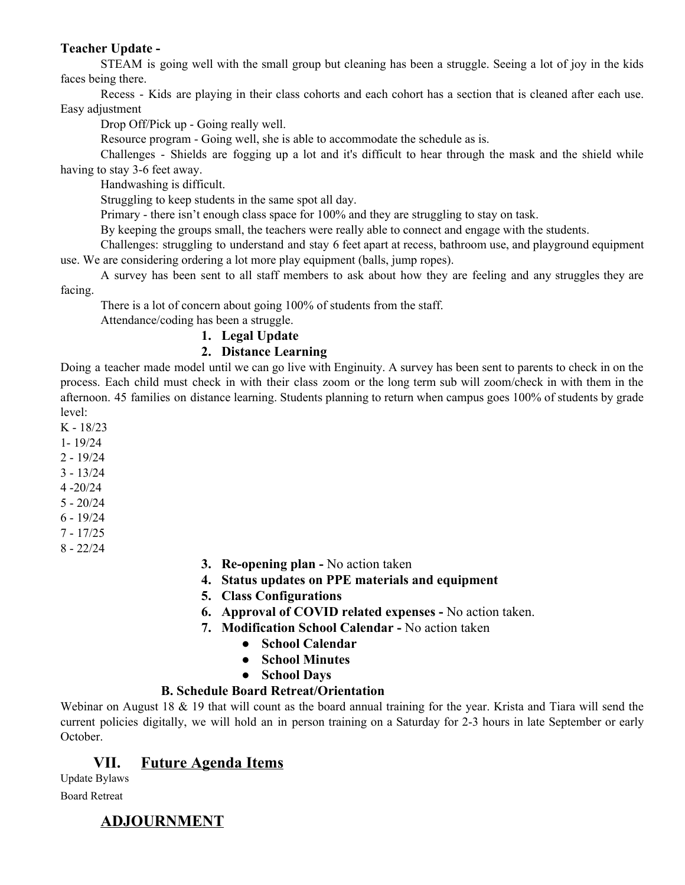**Teacher Update -**

STEAM is going well with the small group but cleaning has been a struggle. Seeing a lot of joy in the kids faces being there.

Recess - Kids are playing in their class cohorts and each cohort has a section that is cleaned after each use. Easy adjustment

Drop Off/Pick up - Going really well.

Resource program - Going well, she is able to accommodate the schedule as is.

Challenges - Shields are fogging up a lot and it's difficult to hear through the mask and the shield while having to stay 3-6 feet away.

Handwashing is difficult.

Struggling to keep students in the same spot all day.

Primary - there isn't enough class space for 100% and they are struggling to stay on task.

By keeping the groups small, the teachers were really able to connect and engage with the students.

Challenges: struggling to understand and stay 6 feet apart at recess, bathroom use, and playground equipment use. We are considering ordering a lot more play equipment (balls, jump ropes).

A survey has been sent to all staff members to ask about how they are feeling and any struggles they are facing.

There is a lot of concern about going 100% of students from the staff.

Attendance/coding has been a struggle.

1. **Legal Update**
2. **Distance Learning**

Doing a teacher made model until we can go live with Enginuity. A survey has been sent to parents to check in on the process. Each child must check in with their class zoom or the long term sub will zoom/check in with them in the afternoon. 45 families on distance learning. Students planning to return when campus goes 100% of students by grade level:

K - 18/23
1- 19/24
2 - 19/24
3 - 13/24
4 -20/24
5 - 20/24
6 - 19/24
7 - 17/25
8 - 22/24

3. **Re-opening plan -** No action taken
4. **Status updates on PPE materials and equipment**
5. **Class Configurations**
6. **Approval of COVID related expenses -** No action taken.
7. **Modification School Calendar -** No action taken
    - **School Calendar**
    - **School Minutes**
    - **School Days**

**B. Schedule Board Retreat/Orientation**

Webinar on August 18 & 19 that will count as the board annual training for the year. Krista and Tiara will send the current policies digitally, we will hold an in person training on a Saturday for 2-3 hours in late September or early October.

## VII. Future Agenda Items

Update Bylaws

Board Retreat

## ADJOURNMENT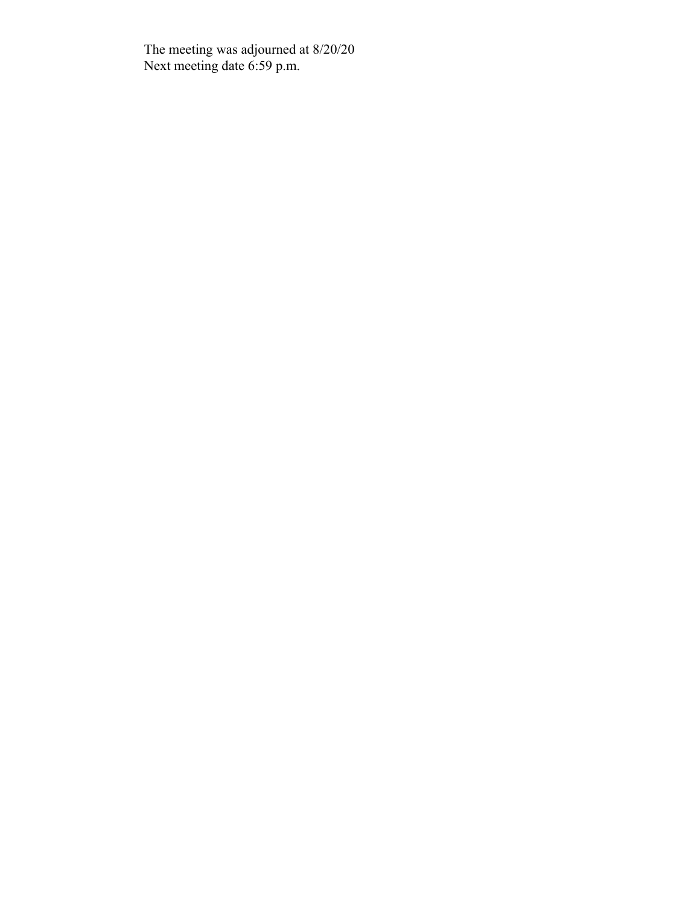The meeting was adjourned at 8/20/20
Next meeting date 6:59 p.m.